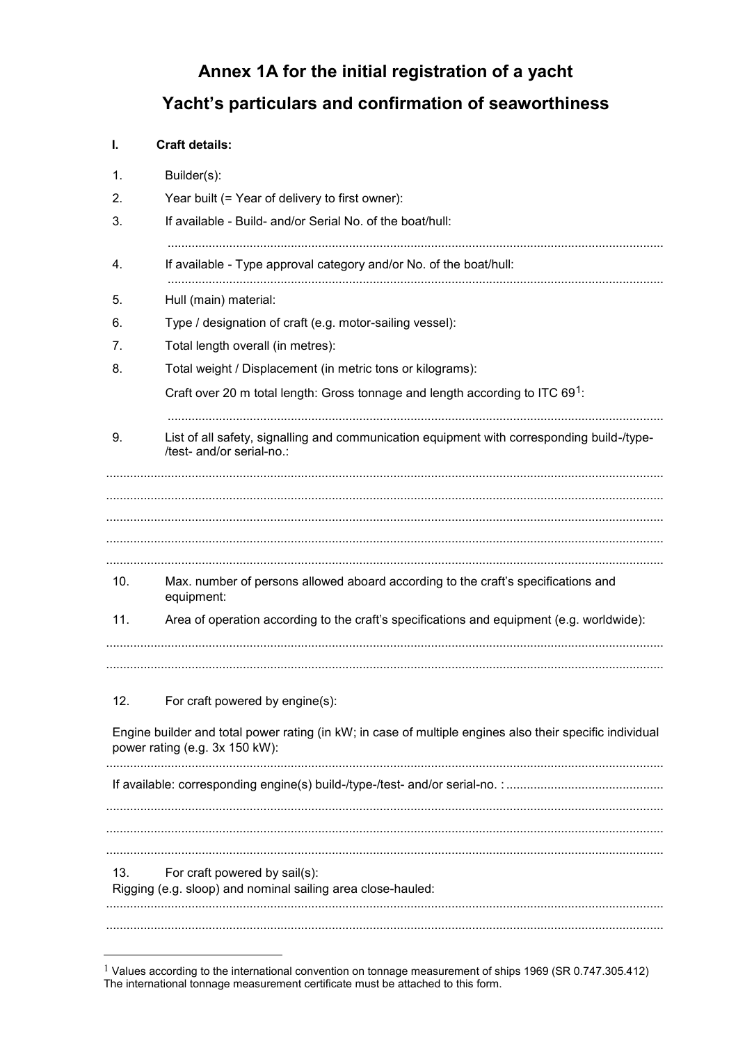# Annex 1A for the initial registration of a yacht

## Yacht's particulars and confirmation of seaworthiness

**I. Craft details:**

1. Builder(s):
2. Year built (= Year of delivery to first owner):
3. If available - Build- and/or Serial No. of the boat/hull:

   ..........................................................................................................................................

4. If available - Type approval category and/or No. of the boat/hull:

   ..........................................................................................................................................

5. Hull (main) material:
6. Type / designation of craft (e.g. motor-sailing vessel):
7. Total length overall (in metres):
8. Total weight / Displacement (in metric tons or kilograms):

   Craft over 20 m total length: Gross tonnage and length according to ITC 69[1]:

   ..........................................................................................................................................

9. List of all safety, signalling and communication equipment with corresponding build-/type-/test- and/or serial-no.:

..........................................................................................................................................

..........................................................................................................................................

..........................................................................................................................................

..........................................................................................................................................

..........................................................................................................................................

10. Max. number of persons allowed aboard according to the craft's specifications and equipment:
11. Area of operation according to the craft's specifications and equipment (e.g. worldwide):

..........................................................................................................................................

..........................................................................................................................................

12. For craft powered by engine(s):

Engine builder and total power rating (in kW; in case of multiple engines also their specific individual power rating (e.g. 3x 150 kW):

..........................................................................................................................................

If available: corresponding engine(s) build-/type-/test- and/or serial-no. : .............................................

..........................................................................................................................................

..........................................................................................................................................

..........................................................................................................................................

13. For craft powered by sail(s):

Rigging (e.g. sloop) and nominal sailing area close-hauled:

..........................................................................................................................................

..........................................................................................................................................

---

[1] Values according to the international convention on tonnage measurement of ships 1969 (SR 0.747.305.412) The international tonnage measurement certificate must be attached to this form.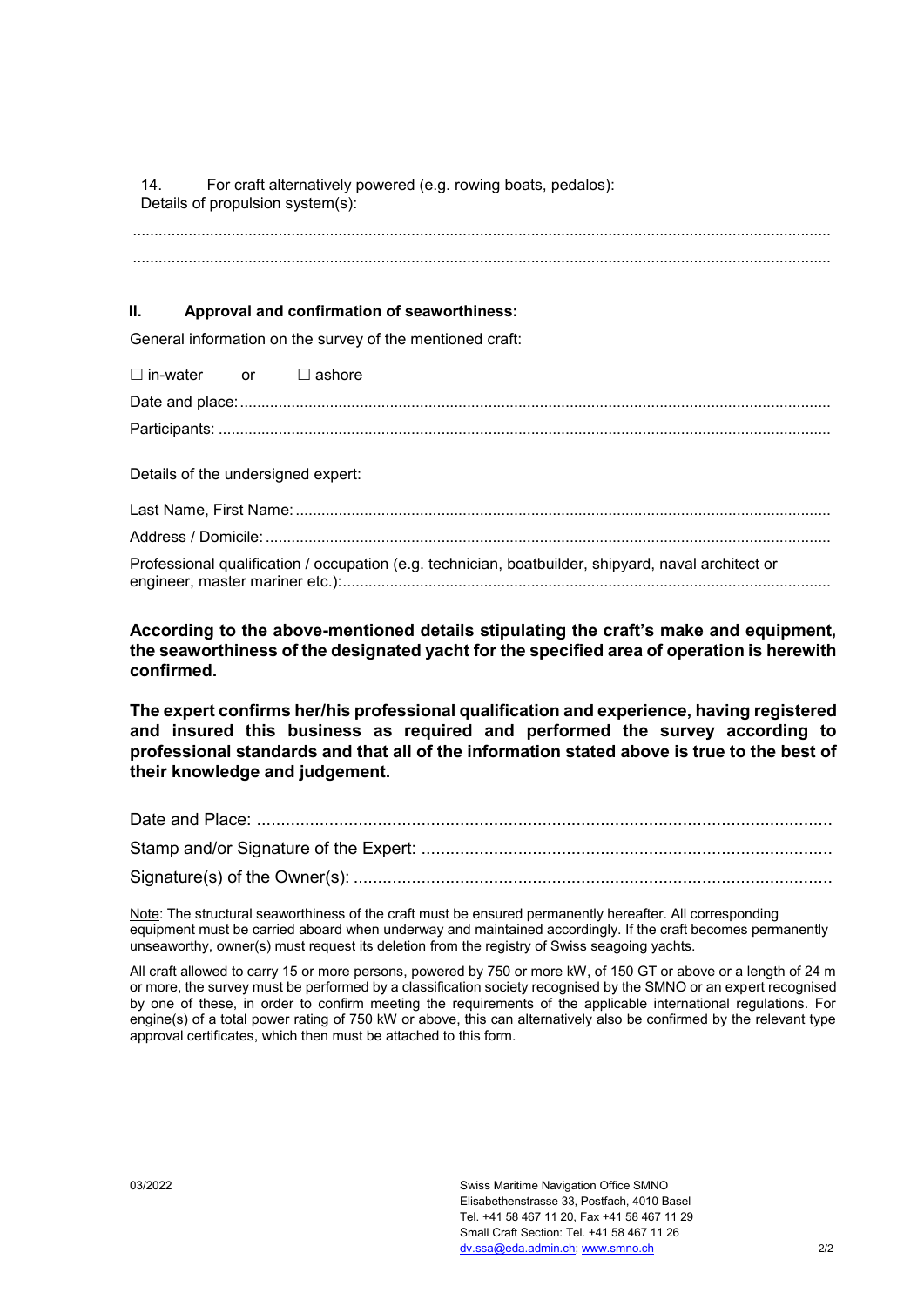14. For craft alternatively powered (e.g. rowing boats, pedalos):
Details of propulsion system(s):

.................................................................................................................................................

.................................................................................................................................................

## II. Approval and confirmation of seaworthiness:

General information on the survey of the mentioned craft:

☐ in-water or ☐ ashore

Date and place: .......................................................................................................................................

Participants: ...........................................................................................................................................

Details of the undersigned expert:

Last Name, First Name: ..........................................................................................................................

Address / Domicile: .................................................................................................................................

Professional qualification / occupation (e.g. technician, boatbuilder, shipyard, naval architect or engineer, master mariner etc.): ................................................................................................................

**According to the above-mentioned details stipulating the craft's make and equipment, the seaworthiness of the designated yacht for the specified area of operation is herewith confirmed.**

**The expert confirms her/his professional qualification and experience, having registered and insured this business as required and performed the survey according to professional standards and that all of the information stated above is true to the best of their knowledge and judgement.**

Date and Place: .......................................................................................................................

Stamp and/or Signature of the Expert: .....................................................................................

Signature(s) of the Owner(s): ...................................................................................................

Note: The structural seaworthiness of the craft must be ensured permanently hereafter. All corresponding equipment must be carried aboard when underway and maintained accordingly. If the craft becomes permanently unseaworthy, owner(s) must request its deletion from the registry of Swiss seagoing yachts.

All craft allowed to carry 15 or more persons, powered by 750 or more kW, of 150 GT or above or a length of 24 m or more, the survey must be performed by a classification society recognised by the SMNO or an expert recognised by one of these, in order to confirm meeting the requirements of the applicable international regulations. For engine(s) of a total power rating of 750 kW or above, this can alternatively also be confirmed by the relevant type approval certificates, which then must be attached to this form.

03/2022

Swiss Maritime Navigation Office SMNO
Elisabethenstrasse 33, Postfach, 4010 Basel
Tel. +41 58 467 11 20, Fax +41 58 467 11 29
Small Craft Section: Tel. +41 58 467 11 26
dv.ssa@eda.admin.ch; www.smno.ch